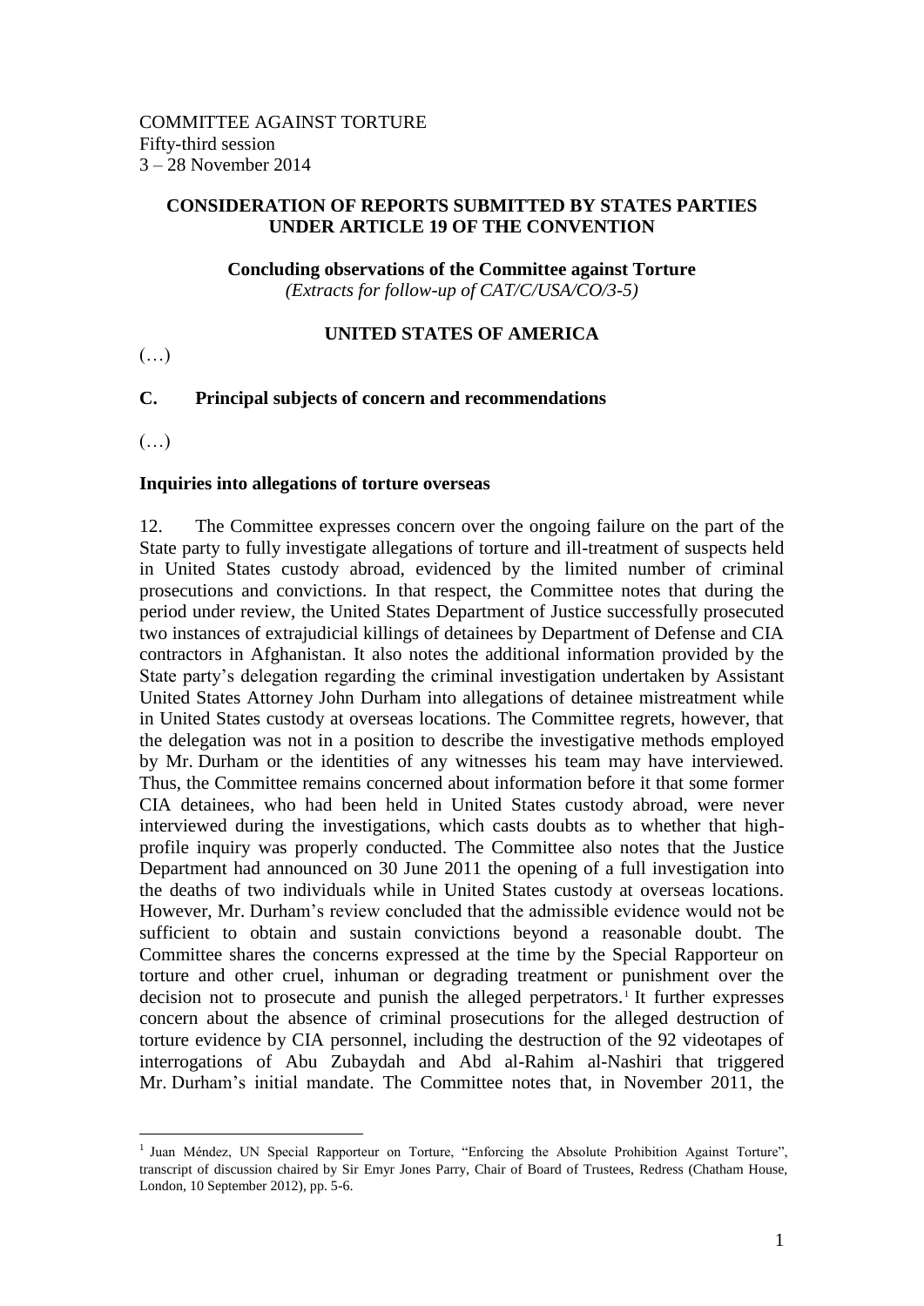COMMITTEE AGAINST TORTURE
Fifty-third session
3 – 28 November 2014

**CONSIDERATION OF REPORTS SUBMITTED BY STATES PARTIES UNDER ARTICLE 19 OF THE CONVENTION**

**Concluding observations of the Committee against Torture**
*(Extracts for follow-up of CAT/C/USA/CO/3-5)*

**UNITED STATES OF AMERICA**

(…)

## C. Principal subjects of concern and recommendations

(…)

### Inquiries into allegations of torture overseas

12. The Committee expresses concern over the ongoing failure on the part of the State party to fully investigate allegations of torture and ill-treatment of suspects held in United States custody abroad, evidenced by the limited number of criminal prosecutions and convictions. In that respect, the Committee notes that during the period under review, the United States Department of Justice successfully prosecuted two instances of extrajudicial killings of detainees by Department of Defense and CIA contractors in Afghanistan. It also notes the additional information provided by the State party's delegation regarding the criminal investigation undertaken by Assistant United States Attorney John Durham into allegations of detainee mistreatment while in United States custody at overseas locations. The Committee regrets, however, that the delegation was not in a position to describe the investigative methods employed by Mr. Durham or the identities of any witnesses his team may have interviewed. Thus, the Committee remains concerned about information before it that some former CIA detainees, who had been held in United States custody abroad, were never interviewed during the investigations, which casts doubts as to whether that high-profile inquiry was properly conducted. The Committee also notes that the Justice Department had announced on 30 June 2011 the opening of a full investigation into the deaths of two individuals while in United States custody at overseas locations. However, Mr. Durham's review concluded that the admissible evidence would not be sufficient to obtain and sustain convictions beyond a reasonable doubt. The Committee shares the concerns expressed at the time by the Special Rapporteur on torture and other cruel, inhuman or degrading treatment or punishment over the decision not to prosecute and punish the alleged perpetrators.[1] It further expresses concern about the absence of criminal prosecutions for the alleged destruction of torture evidence by CIA personnel, including the destruction of the 92 videotapes of interrogations of Abu Zubaydah and Abd al-Rahim al-Nashiri that triggered Mr. Durham's initial mandate. The Committee notes that, in November 2011, the

[1] Juan Méndez, UN Special Rapporteur on Torture, "Enforcing the Absolute Prohibition Against Torture", transcript of discussion chaired by Sir Emyr Jones Parry, Chair of Board of Trustees, Redress (Chatham House, London, 10 September 2012), pp. 5-6.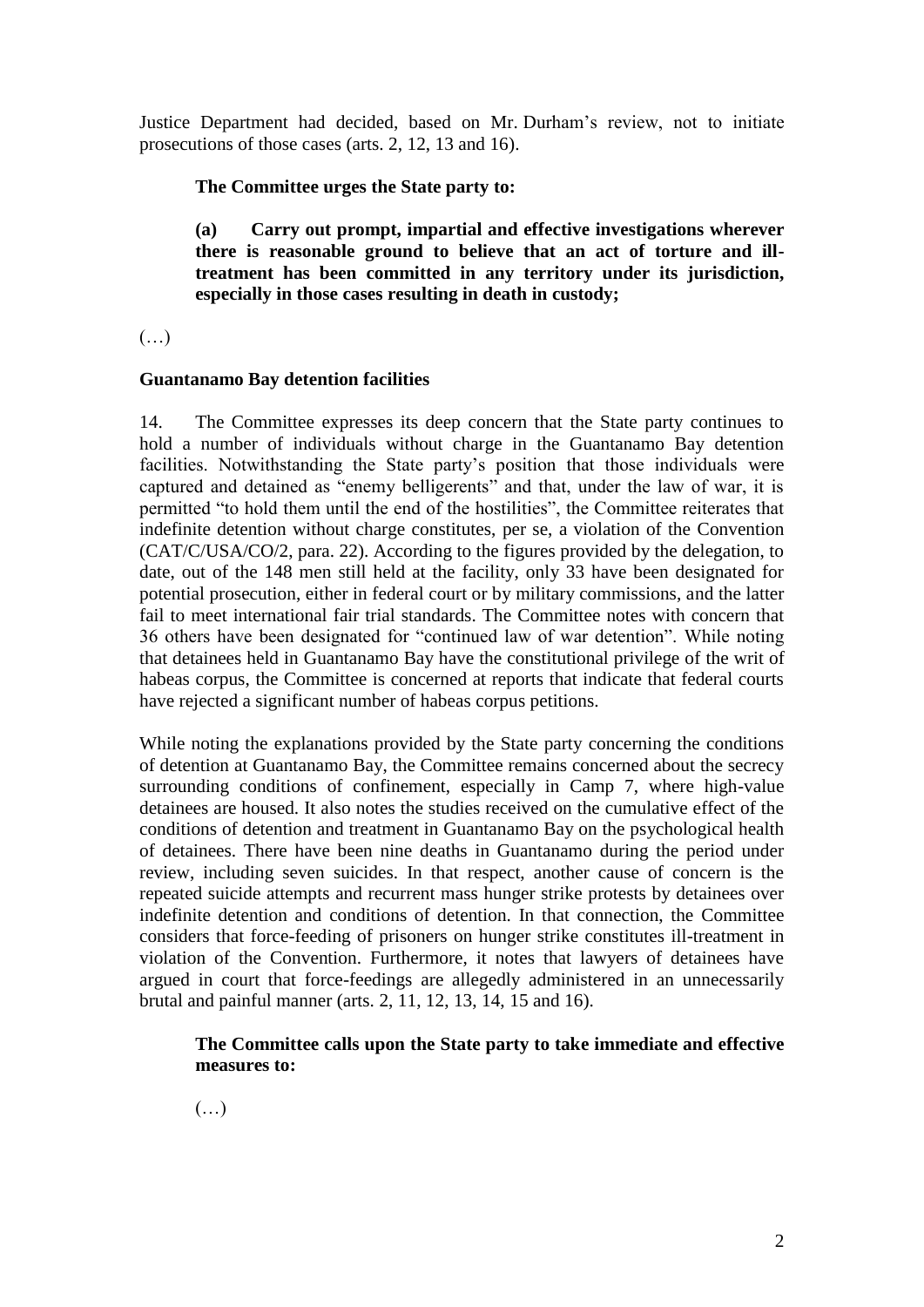Justice Department had decided, based on Mr. Durham's review, not to initiate prosecutions of those cases (arts. 2, 12, 13 and 16).

**The Committee urges the State party to:**

**(a) Carry out prompt, impartial and effective investigations wherever there is reasonable ground to believe that an act of torture and ill-treatment has been committed in any territory under its jurisdiction, especially in those cases resulting in death in custody;**

(…)

**Guantanamo Bay detention facilities**

14. The Committee expresses its deep concern that the State party continues to hold a number of individuals without charge in the Guantanamo Bay detention facilities. Notwithstanding the State party's position that those individuals were captured and detained as "enemy belligerents" and that, under the law of war, it is permitted "to hold them until the end of the hostilities", the Committee reiterates that indefinite detention without charge constitutes, per se, a violation of the Convention (CAT/C/USA/CO/2, para. 22). According to the figures provided by the delegation, to date, out of the 148 men still held at the facility, only 33 have been designated for potential prosecution, either in federal court or by military commissions, and the latter fail to meet international fair trial standards. The Committee notes with concern that 36 others have been designated for "continued law of war detention". While noting that detainees held in Guantanamo Bay have the constitutional privilege of the writ of habeas corpus, the Committee is concerned at reports that indicate that federal courts have rejected a significant number of habeas corpus petitions.

While noting the explanations provided by the State party concerning the conditions of detention at Guantanamo Bay, the Committee remains concerned about the secrecy surrounding conditions of confinement, especially in Camp 7, where high-value detainees are housed. It also notes the studies received on the cumulative effect of the conditions of detention and treatment in Guantanamo Bay on the psychological health of detainees. There have been nine deaths in Guantanamo during the period under review, including seven suicides. In that respect, another cause of concern is the repeated suicide attempts and recurrent mass hunger strike protests by detainees over indefinite detention and conditions of detention. In that connection, the Committee considers that force-feeding of prisoners on hunger strike constitutes ill-treatment in violation of the Convention. Furthermore, it notes that lawyers of detainees have argued in court that force-feedings are allegedly administered in an unnecessarily brutal and painful manner (arts. 2, 11, 12, 13, 14, 15 and 16).

**The Committee calls upon the State party to take immediate and effective measures to:**

(…)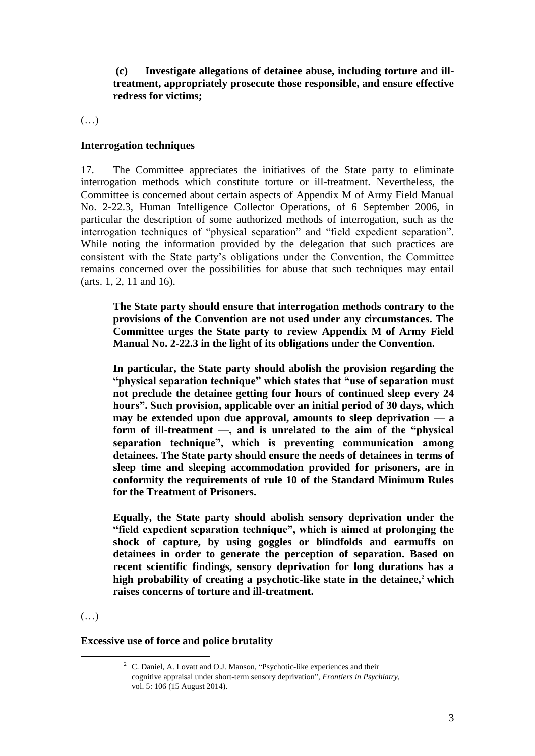**(c) Investigate allegations of detainee abuse, including torture and ill-treatment, appropriately prosecute those responsible, and ensure effective redress for victims;**

(…)

**Interrogation techniques**

17. The Committee appreciates the initiatives of the State party to eliminate interrogation methods which constitute torture or ill-treatment. Nevertheless, the Committee is concerned about certain aspects of Appendix M of Army Field Manual No. 2-22.3, Human Intelligence Collector Operations, of 6 September 2006, in particular the description of some authorized methods of interrogation, such as the interrogation techniques of "physical separation" and "field expedient separation". While noting the information provided by the delegation that such practices are consistent with the State party's obligations under the Convention, the Committee remains concerned over the possibilities for abuse that such techniques may entail (arts. 1, 2, 11 and 16).

**The State party should ensure that interrogation methods contrary to the provisions of the Convention are not used under any circumstances. The Committee urges the State party to review Appendix M of Army Field Manual No. 2-22.3 in the light of its obligations under the Convention.**

**In particular, the State party should abolish the provision regarding the "physical separation technique" which states that "use of separation must not preclude the detainee getting four hours of continued sleep every 24 hours". Such provision, applicable over an initial period of 30 days, which may be extended upon due approval, amounts to sleep deprivation — a form of ill-treatment —, and is unrelated to the aim of the "physical separation technique", which is preventing communication among detainees. The State party should ensure the needs of detainees in terms of sleep time and sleeping accommodation provided for prisoners, are in conformity the requirements of rule 10 of the Standard Minimum Rules for the Treatment of Prisoners.**

**Equally, the State party should abolish sensory deprivation under the "field expedient separation technique", which is aimed at prolonging the shock of capture, by using goggles or blindfolds and earmuffs on detainees in order to generate the perception of separation. Based on recent scientific findings, sensory deprivation for long durations has a high probability of creating a psychotic-like state in the detainee,[2] which raises concerns of torture and ill-treatment.**

(…)

**Excessive use of force and police brutality**

[2] C. Daniel, A. Lovatt and O.J. Manson, "Psychotic-like experiences and their cognitive appraisal under short-term sensory deprivation", *Frontiers in Psychiatry*, vol. 5: 106 (15 August 2014).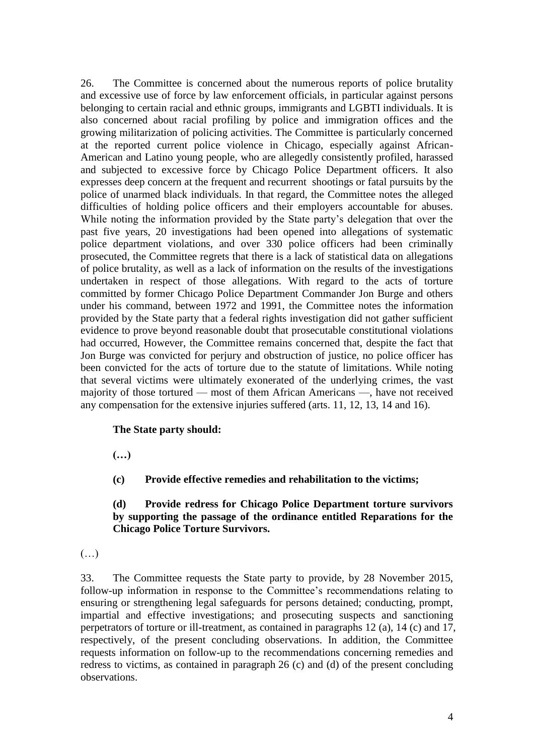26. The Committee is concerned about the numerous reports of police brutality and excessive use of force by law enforcement officials, in particular against persons belonging to certain racial and ethnic groups, immigrants and LGBTI individuals. It is also concerned about racial profiling by police and immigration offices and the growing militarization of policing activities. The Committee is particularly concerned at the reported current police violence in Chicago, especially against African-American and Latino young people, who are allegedly consistently profiled, harassed and subjected to excessive force by Chicago Police Department officers. It also expresses deep concern at the frequent and recurrent shootings or fatal pursuits by the police of unarmed black individuals. In that regard, the Committee notes the alleged difficulties of holding police officers and their employers accountable for abuses. While noting the information provided by the State party's delegation that over the past five years, 20 investigations had been opened into allegations of systematic police department violations, and over 330 police officers had been criminally prosecuted, the Committee regrets that there is a lack of statistical data on allegations of police brutality, as well as a lack of information on the results of the investigations undertaken in respect of those allegations. With regard to the acts of torture committed by former Chicago Police Department Commander Jon Burge and others under his command, between 1972 and 1991, the Committee notes the information provided by the State party that a federal rights investigation did not gather sufficient evidence to prove beyond reasonable doubt that prosecutable constitutional violations had occurred, However, the Committee remains concerned that, despite the fact that Jon Burge was convicted for perjury and obstruction of justice, no police officer has been convicted for the acts of torture due to the statute of limitations. While noting that several victims were ultimately exonerated of the underlying crimes, the vast majority of those tortured — most of them African Americans —, have not received any compensation for the extensive injuries suffered (arts. 11, 12, 13, 14 and 16).

**The State party should:**

**(…)**

**(c) Provide effective remedies and rehabilitation to the victims;**

**(d) Provide redress for Chicago Police Department torture survivors by supporting the passage of the ordinance entitled Reparations for the Chicago Police Torture Survivors.**

(…)

33. The Committee requests the State party to provide, by 28 November 2015, follow-up information in response to the Committee's recommendations relating to ensuring or strengthening legal safeguards for persons detained; conducting, prompt, impartial and effective investigations; and prosecuting suspects and sanctioning perpetrators of torture or ill-treatment, as contained in paragraphs 12 (a), 14 (c) and 17, respectively, of the present concluding observations. In addition, the Committee requests information on follow-up to the recommendations concerning remedies and redress to victims, as contained in paragraph 26 (c) and (d) of the present concluding observations.